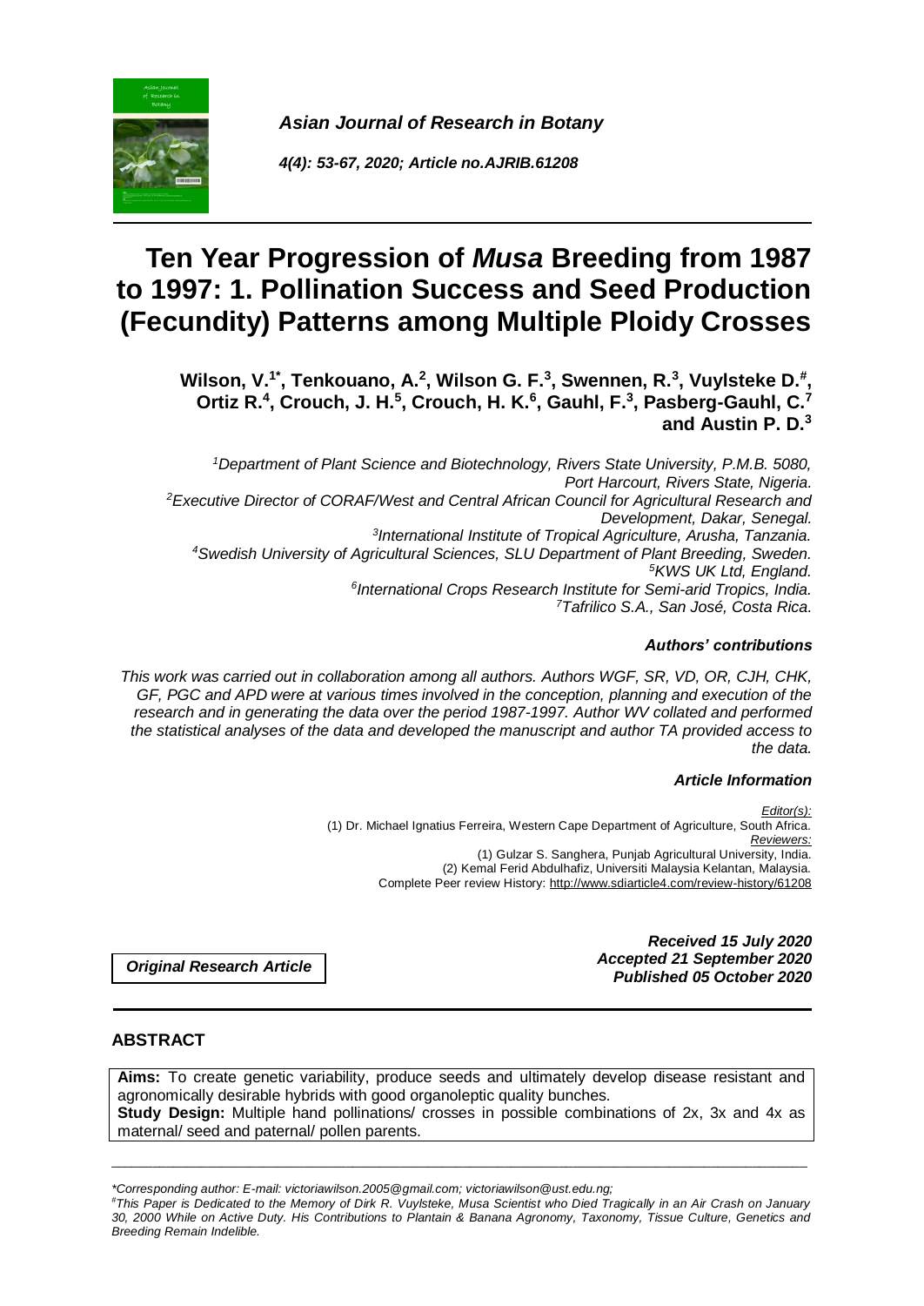*Asian Journal of Research in Botany*

*4(4): 53-67, 2020; Article no.AJRIB.61208*

# Ten Year Progression of *Musa* Breeding from 1987 to 1997: 1. Pollination Success and Seed Production (Fecundity) Patterns among Multiple Ploidy Crosses

**Wilson, V.[1*], Tenkouano, A.[2], Wilson G. F.[3], Swennen, R.[3], Vuylsteke D.[#], Ortiz R.[4], Crouch, J. H.[5], Crouch, H. K.[6], Gauhl, F.[3], Pasberg-Gauhl, C.[7] and Austin P. D.[3]**

*[1]Department of Plant Science and Biotechnology, Rivers State University, P.M.B. 5080, Port Harcourt, Rivers State, Nigeria.*
*[2]Executive Director of CORAF/West and Central African Council for Agricultural Research and Development, Dakar, Senegal.*
*[3]International Institute of Tropical Agriculture, Arusha, Tanzania.*
*[4]Swedish University of Agricultural Sciences, SLU Department of Plant Breeding, Sweden.*
*[5]KWS UK Ltd, England.*
*[6]International Crops Research Institute for Semi-arid Tropics, India.*
*[7]Tafrilico S.A., San José, Costa Rica.*

### *Authors' contributions*

*This work was carried out in collaboration among all authors. Authors WGF, SR, VD, OR, CJH, CHK, GF, PGC and APD were at various times involved in the conception, planning and execution of the research and in generating the data over the period 1987-1997. Author WV collated and performed the statistical analyses of the data and developed the manuscript and author TA provided access to the data.*

### *Article Information*

*Editor(s):*
(1) Dr. Michael Ignatius Ferreira, Western Cape Department of Agriculture, South Africa.
*Reviewers:*
(1) Gulzar S. Sanghera, Punjab Agricultural University, India.
(2) Kemal Ferid Abdulhafiz, Universiti Malaysia Kelantan, Malaysia.
Complete Peer review History: http://www.sdiarticle4.com/review-history/61208

***Original Research Article***

***Received 15 July 2020***
***Accepted 21 September 2020***
***Published 05 October 2020***

## ABSTRACT

**Aims:** To create genetic variability, produce seeds and ultimately develop disease resistant and agronomically desirable hybrids with good organoleptic quality bunches.

**Study Design:** Multiple hand pollinations/ crosses in possible combinations of 2x, 3x and 4x as maternal/ seed and paternal/ pollen parents.

---

*\*Corresponding author: E-mail: victoriawilson.2005@gmail.com; victoriawilson@ust.edu.ng;*

*[#]This Paper is Dedicated to the Memory of Dirk R. Vuylsteke, Musa Scientist who Died Tragically in an Air Crash on January 30, 2000 While on Active Duty. His Contributions to Plantain & Banana Agronomy, Taxonomy, Tissue Culture, Genetics and Breeding Remain Indelible.*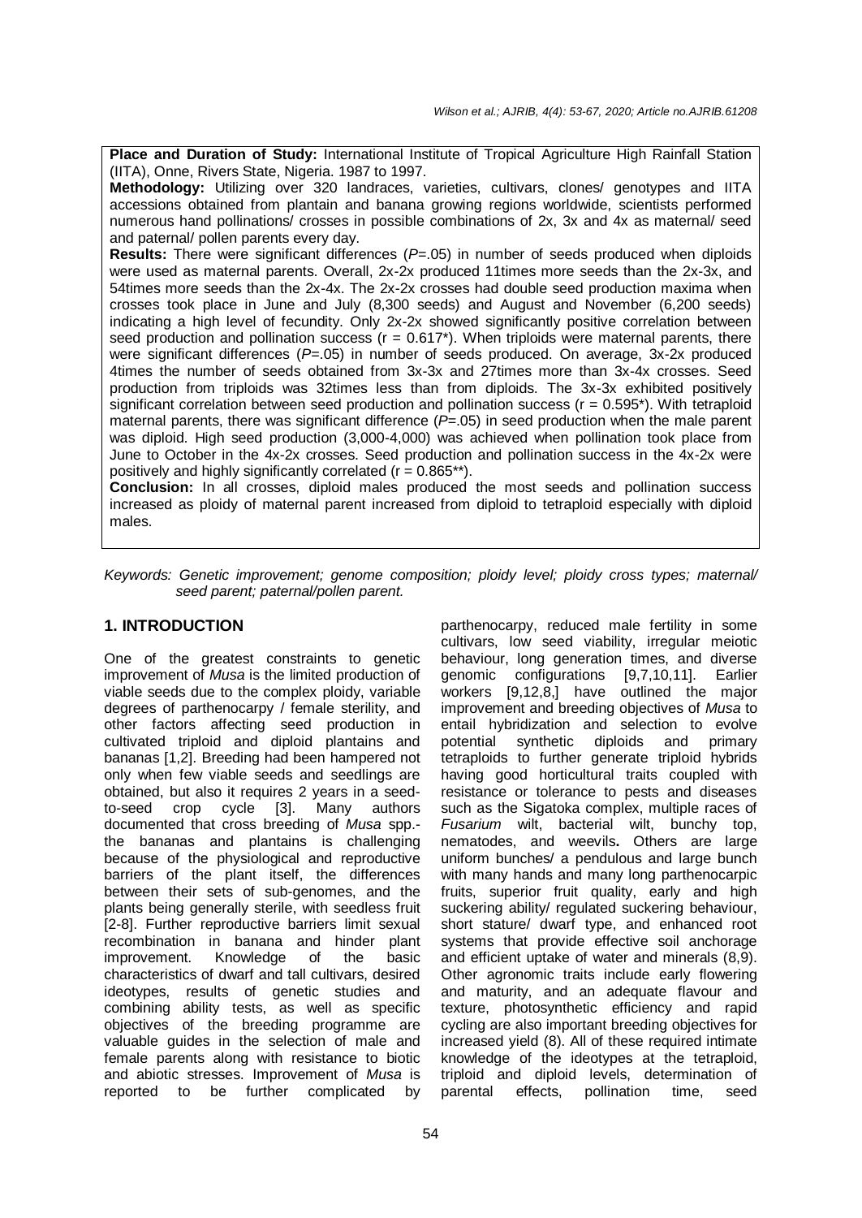**Place and Duration of Study:** International Institute of Tropical Agriculture High Rainfall Station (IITA), Onne, Rivers State, Nigeria. 1987 to 1997.

**Methodology:** Utilizing over 320 landraces, varieties, cultivars, clones/ genotypes and IITA accessions obtained from plantain and banana growing regions worldwide, scientists performed numerous hand pollinations/ crosses in possible combinations of 2x, 3x and 4x as maternal/ seed and paternal/ pollen parents every day.

**Results:** There were significant differences (*P*=.05) in number of seeds produced when diploids were used as maternal parents. Overall, 2x-2x produced 11times more seeds than the 2x-3x, and 54times more seeds than the 2x-4x. The 2x-2x crosses had double seed production maxima when crosses took place in June and July (8,300 seeds) and August and November (6,200 seeds) indicating a high level of fecundity. Only 2x-2x showed significantly positive correlation between seed production and pollination success (r = 0.617*). When triploids were maternal parents, there were significant differences (*P*=.05) in number of seeds produced. On average, 3x-2x produced 4times the number of seeds obtained from 3x-3x and 27times more than 3x-4x crosses. Seed production from triploids was 32times less than from diploids. The 3x-3x exhibited positively significant correlation between seed production and pollination success (r = 0.595*). With tetraploid maternal parents, there was significant difference (*P*=.05) in seed production when the male parent was diploid. High seed production (3,000-4,000) was achieved when pollination took place from June to October in the 4x-2x crosses. Seed production and pollination success in the 4x-2x were positively and highly significantly correlated (r = 0.865**).

**Conclusion:** In all crosses, diploid males produced the most seeds and pollination success increased as ploidy of maternal parent increased from diploid to tetraploid especially with diploid males.

*Keywords: Genetic improvement; genome composition; ploidy level; ploidy cross types; maternal/ seed parent; paternal/pollen parent.*

## 1. INTRODUCTION

One of the greatest constraints to genetic improvement of *Musa* is the limited production of viable seeds due to the complex ploidy, variable degrees of parthenocarpy / female sterility, and other factors affecting seed production in cultivated triploid and diploid plantains and bananas [1,2]. Breeding had been hampered not only when few viable seeds and seedlings are obtained, but also it requires 2 years in a seed-to-seed crop cycle [3]. Many authors documented that cross breeding of *Musa* spp.- the bananas and plantains is challenging because of the physiological and reproductive barriers of the plant itself, the differences between their sets of sub-genomes, and the plants being generally sterile, with seedless fruit [2-8]. Further reproductive barriers limit sexual recombination in banana and hinder plant improvement. Knowledge of the basic characteristics of dwarf and tall cultivars, desired ideotypes, results of genetic studies and combining ability tests, as well as specific objectives of the breeding programme are valuable guides in the selection of male and female parents along with resistance to biotic and abiotic stresses. Improvement of *Musa* is reported to be further complicated by parthenocarpy, reduced male fertility in some cultivars, low seed viability, irregular meiotic behaviour, long generation times, and diverse genomic configurations [9,7,10,11]. Earlier workers [9,12,8,] have outlined the major improvement and breeding objectives of *Musa* to entail hybridization and selection to evolve potential synthetic diploids and primary tetraploids to further generate triploid hybrids having good horticultural traits coupled with resistance or tolerance to pests and diseases such as the Sigatoka complex, multiple races of *Fusarium* wilt, bacterial wilt, bunchy top, nematodes, and weevils**.** Others are large uniform bunches/ a pendulous and large bunch with many hands and many long parthenocarpic fruits, superior fruit quality, early and high suckering ability/ regulated suckering behaviour, short stature/ dwarf type, and enhanced root systems that provide effective soil anchorage and efficient uptake of water and minerals (8,9). Other agronomic traits include early flowering and maturity, and an adequate flavour and texture, photosynthetic efficiency and rapid cycling are also important breeding objectives for increased yield (8). All of these required intimate knowledge of the ideotypes at the tetraploid, triploid and diploid levels, determination of parental effects, pollination time, seed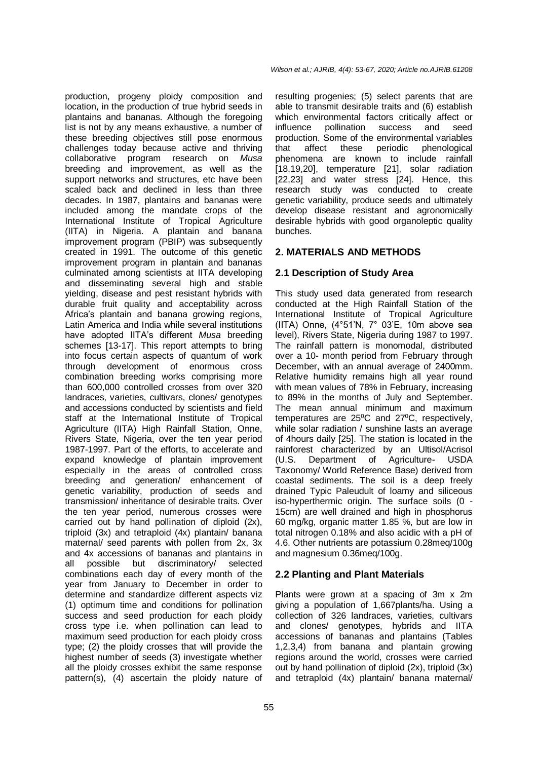production, progeny ploidy composition and location, in the production of true hybrid seeds in plantains and bananas. Although the foregoing list is not by any means exhaustive, a number of these breeding objectives still pose enormous challenges today because active and thriving collaborative program research on *Musa* breeding and improvement, as well as the support networks and structures, etc have been scaled back and declined in less than three decades. In 1987, plantains and bananas were included among the mandate crops of the International Institute of Tropical Agriculture (IITA) in Nigeria. A plantain and banana improvement program (PBIP) was subsequently created in 1991. The outcome of this genetic improvement program in plantain and bananas culminated among scientists at IITA developing and disseminating several high and stable yielding, disease and pest resistant hybrids with durable fruit quality and acceptability across Africa's plantain and banana growing regions, Latin America and India while several institutions have adopted IITA's different *Musa* breeding schemes [13-17]. This report attempts to bring into focus certain aspects of quantum of work through development of enormous cross combination breeding works comprising more than 600,000 controlled crosses from over 320 landraces, varieties, cultivars, clones/ genotypes and accessions conducted by scientists and field staff at the International Institute of Tropical Agriculture (IITA) High Rainfall Station, Onne, Rivers State, Nigeria, over the ten year period 1987-1997. Part of the efforts, to accelerate and expand knowledge of plantain improvement especially in the areas of controlled cross breeding and generation/ enhancement of genetic variability, production of seeds and transmission/ inheritance of desirable traits. Over the ten year period, numerous crosses were carried out by hand pollination of diploid (2x), triploid (3x) and tetraploid (4x) plantain/ banana maternal/ seed parents with pollen from 2x, 3x and 4x accessions of bananas and plantains in all possible but discriminatory/ selected combinations each day of every month of the year from January to December in order to determine and standardize different aspects viz (1) optimum time and conditions for pollination success and seed production for each ploidy cross type i.e. when pollination can lead to maximum seed production for each ploidy cross type; (2) the ploidy crosses that will provide the highest number of seeds (3) investigate whether all the ploidy crosses exhibit the same response pattern(s), (4) ascertain the ploidy nature of resulting progenies; (5) select parents that are able to transmit desirable traits and (6) establish which environmental factors critically affect or influence pollination success and seed production. Some of the environmental variables that affect these periodic phenological phenomena are known to include rainfall [18,19,20], temperature [21], solar radiation [22,23] and water stress [24]. Hence, this research study was conducted to create genetic variability, produce seeds and ultimately develop disease resistant and agronomically desirable hybrids with good organoleptic quality bunches.

## 2. MATERIALS AND METHODS

### 2.1 Description of Study Area

This study used data generated from research conducted at the High Rainfall Station of the International Institute of Tropical Agriculture (IITA) Onne, (4°51'N, 7° 03'E, 10m above sea level), Rivers State, Nigeria during 1987 to 1997. The rainfall pattern is monomodal, distributed over a 10- month period from February through December, with an annual average of 2400mm. Relative humidity remains high all year round with mean values of 78% in February, increasing to 89% in the months of July and September. The mean annual minimum and maximum temperatures are 25$^0$C and 27$^0$C, respectively, while solar radiation / sunshine lasts an average of 4hours daily [25]. The station is located in the rainforest characterized by an Ultisol/Acrisol (U.S. Department of Agriculture- USDA Taxonomy/ World Reference Base) derived from coastal sediments. The soil is a deep freely drained Typic Paleudult of loamy and siliceous iso-hyperthermic origin. The surface soils (0 - 15cm) are well drained and high in phosphorus 60 mg/kg, organic matter 1.85 %, but are low in total nitrogen 0.18% and also acidic with a pH of 4.6. Other nutrients are potassium 0.28meq/100g and magnesium 0.36meq/100g.

### 2.2 Planting and Plant Materials

Plants were grown at a spacing of 3m x 2m giving a population of 1,667plants/ha. Using a collection of 326 landraces, varieties, cultivars and clones/ genotypes, hybrids and IITA accessions of bananas and plantains (Tables 1,2,3,4) from banana and plantain growing regions around the world, crosses were carried out by hand pollination of diploid (2x), triploid (3x) and tetraploid (4x) plantain/ banana maternal/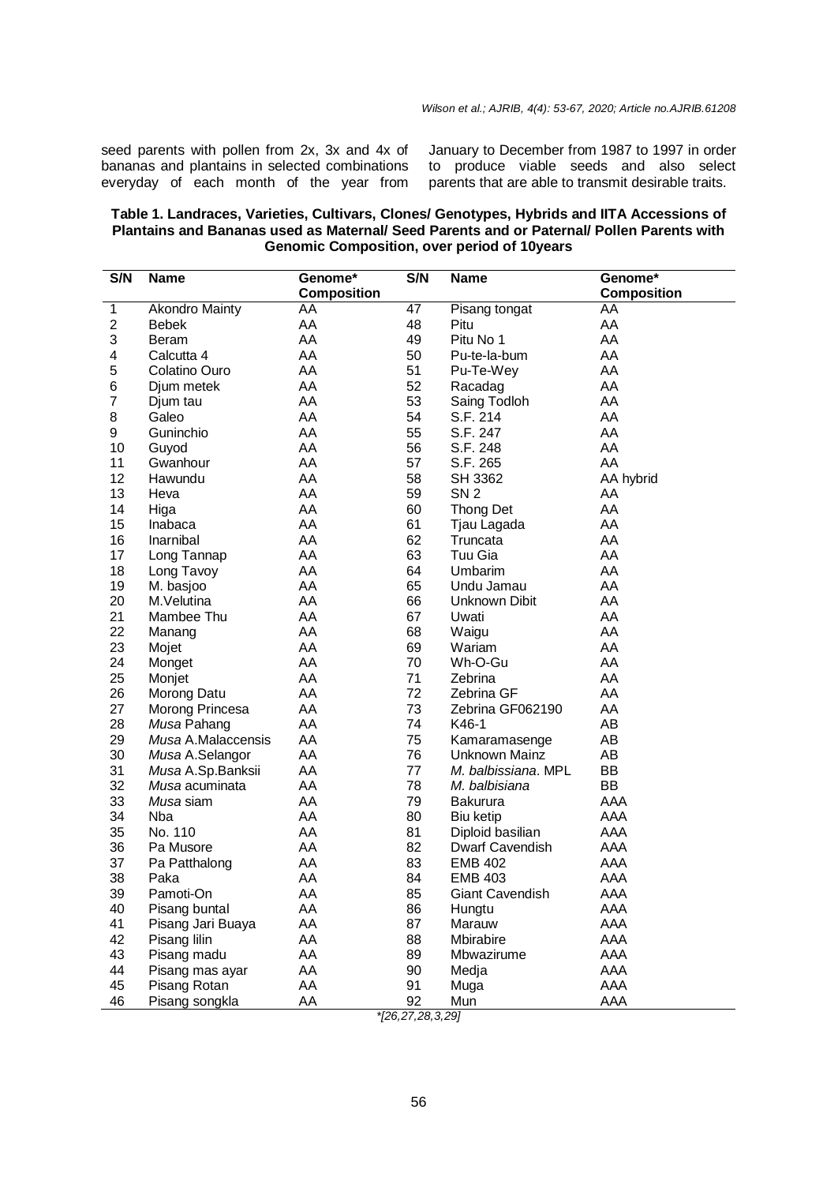seed parents with pollen from 2x, 3x and 4x of bananas and plantains in selected combinations everyday of each month of the year from January to December from 1987 to 1997 in order to produce viable seeds and also select parents that are able to transmit desirable traits.

**Table 1. Landraces, Varieties, Cultivars, Clones/ Genotypes, Hybrids and IITA Accessions of Plantains and Bananas used as Maternal/ Seed Parents and or Paternal/ Pollen Parents with Genomic Composition, over period of 10years**

| S/N | Name | Genome* Composition | S/N | Name | Genome* Composition |
|---|---|---|---|---|---|
| 1 | Akondro Mainty | AA | 47 | Pisang tongat | AA |
| 2 | Bebek | AA | 48 | Pitu | AA |
| 3 | Beram | AA | 49 | Pitu No 1 | AA |
| 4 | Calcutta 4 | AA | 50 | Pu-te-la-bum | AA |
| 5 | Colatino Ouro | AA | 51 | Pu-Te-Wey | AA |
| 6 | Djum metek | AA | 52 | Racadag | AA |
| 7 | Djum tau | AA | 53 | Saing Todloh | AA |
| 8 | Galeo | AA | 54 | S.F. 214 | AA |
| 9 | Guninchio | AA | 55 | S.F. 247 | AA |
| 10 | Guyod | AA | 56 | S.F. 248 | AA |
| 11 | Gwanhour | AA | 57 | S.F. 265 | AA |
| 12 | Hawundu | AA | 58 | SH 3362 | AA hybrid |
| 13 | Heva | AA | 59 | SN 2 | AA |
| 14 | Higa | AA | 60 | Thong Det | AA |
| 15 | Inabaca | AA | 61 | Tjau Lagada | AA |
| 16 | Inarnibal | AA | 62 | Truncata | AA |
| 17 | Long Tannap | AA | 63 | Tuu Gia | AA |
| 18 | Long Tavoy | AA | 64 | Umbarim | AA |
| 19 | M. basjoo | AA | 65 | Undu Jamau | AA |
| 20 | M.Velutina | AA | 66 | Unknown Dibit | AA |
| 21 | Mambee Thu | AA | 67 | Uwati | AA |
| 22 | Manang | AA | 68 | Waigu | AA |
| 23 | Mojet | AA | 69 | Wariam | AA |
| 24 | Monget | AA | 70 | Wh-O-Gu | AA |
| 25 | Monjet | AA | 71 | Zebrina | AA |
| 26 | Morong Datu | AA | 72 | Zebrina GF | AA |
| 27 | Morong Princesa | AA | 73 | Zebrina GF062190 | AA |
| 28 | *Musa* Pahang | AA | 74 | K46-1 | AB |
| 29 | *Musa* A.Malaccensis | AA | 75 | Kamaramasenge | AB |
| 30 | *Musa* A.Selangor | AA | 76 | Unknown Mainz | AB |
| 31 | *Musa* A.Sp.Banksii | AA | 77 | *M. balbissiana*. MPL | BB |
| 32 | *Musa* acuminata | AA | 78 | *M. balbisiana* | BB |
| 33 | *Musa* siam | AA | 79 | Bakurura | AAA |
| 34 | Nba | AA | 80 | Biu ketip | AAA |
| 35 | No. 110 | AA | 81 | Diploid basilian | AAA |
| 36 | Pa Musore | AA | 82 | Dwarf Cavendish | AAA |
| 37 | Pa Patthalong | AA | 83 | EMB 402 | AAA |
| 38 | Paka | AA | 84 | EMB 403 | AAA |
| 39 | Pamoti-On | AA | 85 | Giant Cavendish | AAA |
| 40 | Pisang buntal | AA | 86 | Hungtu | AAA |
| 41 | Pisang Jari Buaya | AA | 87 | Marauw | AAA |
| 42 | Pisang lilin | AA | 88 | Mbirabire | AAA |
| 43 | Pisang madu | AA | 89 | Mbwazirume | AAA |
| 44 | Pisang mas ayar | AA | 90 | Medja | AAA |
| 45 | Pisang Rotan | AA | 91 | Muga | AAA |
| 46 | Pisang songkla | AA | 92 | Mun | AAA |

*[26,27,28,3,29]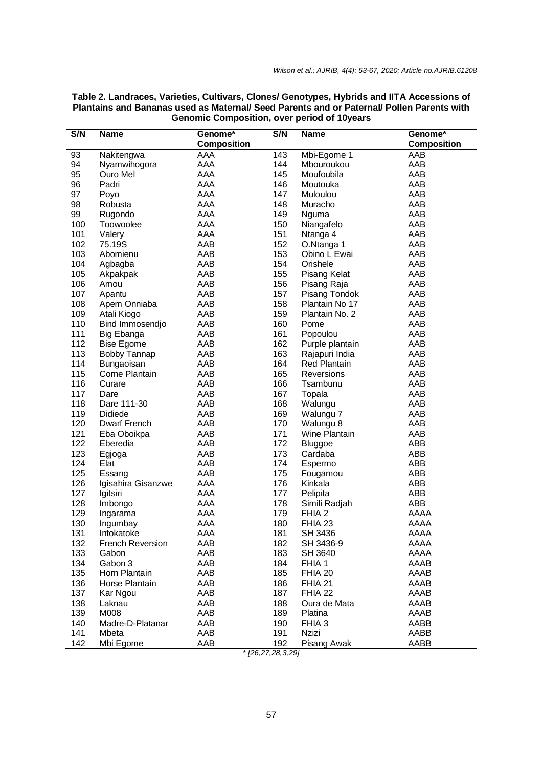**Table 2. Landraces, Varieties, Cultivars, Clones/ Genotypes, Hybrids and IITA Accessions of Plantains and Bananas used as Maternal/ Seed Parents and or Paternal/ Pollen Parents with Genomic Composition, over period of 10years**

| S/N | Name | Genome* Composition | S/N | Name | Genome* Composition |
|---|---|---|---|---|---|
| 93 | Nakitengwa | AAA | 143 | Mbi-Egome 1 | AAB |
| 94 | Nyamwihogora | AAA | 144 | Mbouroukou | AAB |
| 95 | Ouro Mel | AAA | 145 | Moufoubila | AAB |
| 96 | Padri | AAA | 146 | Moutouka | AAB |
| 97 | Poyo | AAA | 147 | Muloulou | AAB |
| 98 | Robusta | AAA | 148 | Muracho | AAB |
| 99 | Rugondo | AAA | 149 | Nguma | AAB |
| 100 | Toowoolee | AAA | 150 | Niangafelo | AAB |
| 101 | Valery | AAA | 151 | Ntanga 4 | AAB |
| 102 | 75.19S | AAB | 152 | O.Ntanga 1 | AAB |
| 103 | Abomienu | AAB | 153 | Obino L Ewai | AAB |
| 104 | Agbagba | AAB | 154 | Orishele | AAB |
| 105 | Akpakpak | AAB | 155 | Pisang Kelat | AAB |
| 106 | Amou | AAB | 156 | Pisang Raja | AAB |
| 107 | Apantu | AAB | 157 | Pisang Tondok | AAB |
| 108 | Apem Onniaba | AAB | 158 | Plantain No 17 | AAB |
| 109 | Atali Kiogo | AAB | 159 | Plantain No. 2 | AAB |
| 110 | Bind Immosendjo | AAB | 160 | Pome | AAB |
| 111 | Big Ebanga | AAB | 161 | Popoulou | AAB |
| 112 | Bise Egome | AAB | 162 | Purple plantain | AAB |
| 113 | Bobby Tannap | AAB | 163 | Rajapuri India | AAB |
| 114 | Bungaoisan | AAB | 164 | Red Plantain | AAB |
| 115 | Corne Plantain | AAB | 165 | Reversions | AAB |
| 116 | Curare | AAB | 166 | Tsambunu | AAB |
| 117 | Dare | AAB | 167 | Topala | AAB |
| 118 | Dare 111-30 | AAB | 168 | Walungu | AAB |
| 119 | Didiede | AAB | 169 | Walungu 7 | AAB |
| 120 | Dwarf French | AAB | 170 | Walungu 8 | AAB |
| 121 | Eba Oboikpa | AAB | 171 | Wine Plantain | AAB |
| 122 | Eberedia | AAB | 172 | Bluggoe | ABB |
| 123 | Egjoga | AAB | 173 | Cardaba | ABB |
| 124 | Elat | AAB | 174 | Espermo | ABB |
| 125 | Essang | AAB | 175 | Fougamou | ABB |
| 126 | Igisahira Gisanzwe | AAA | 176 | Kinkala | ABB |
| 127 | Igitsiri | AAA | 177 | Pelipita | ABB |
| 128 | Imbongo | AAA | 178 | Simili Radjah | ABB |
| 129 | Ingarama | AAA | 179 | FHIA 2 | AAAA |
| 130 | Ingumbay | AAA | 180 | FHIA 23 | AAAA |
| 131 | Intokatoke | AAA | 181 | SH 3436 | AAAA |
| 132 | French Reversion | AAB | 182 | SH 3436-9 | AAAA |
| 133 | Gabon | AAB | 183 | SH 3640 | AAAA |
| 134 | Gabon 3 | AAB | 184 | FHIA 1 | AAAB |
| 135 | Horn Plantain | AAB | 185 | FHIA 20 | AAAB |
| 136 | Horse Plantain | AAB | 186 | FHIA 21 | AAAB |
| 137 | Kar Ngou | AAB | 187 | FHIA 22 | AAAB |
| 138 | Laknau | AAB | 188 | Oura de Mata | AAAB |
| 139 | M008 | AAB | 189 | Platina | AAAB |
| 140 | Madre-D-Platanar | AAB | 190 | FHIA 3 | AABB |
| 141 | Mbeta | AAB | 191 | Nzizi | AABB |
| 142 | Mbi Egome | AAB | 192 | Pisang Awak | AABB |

*\* [26,27,28,3,29]*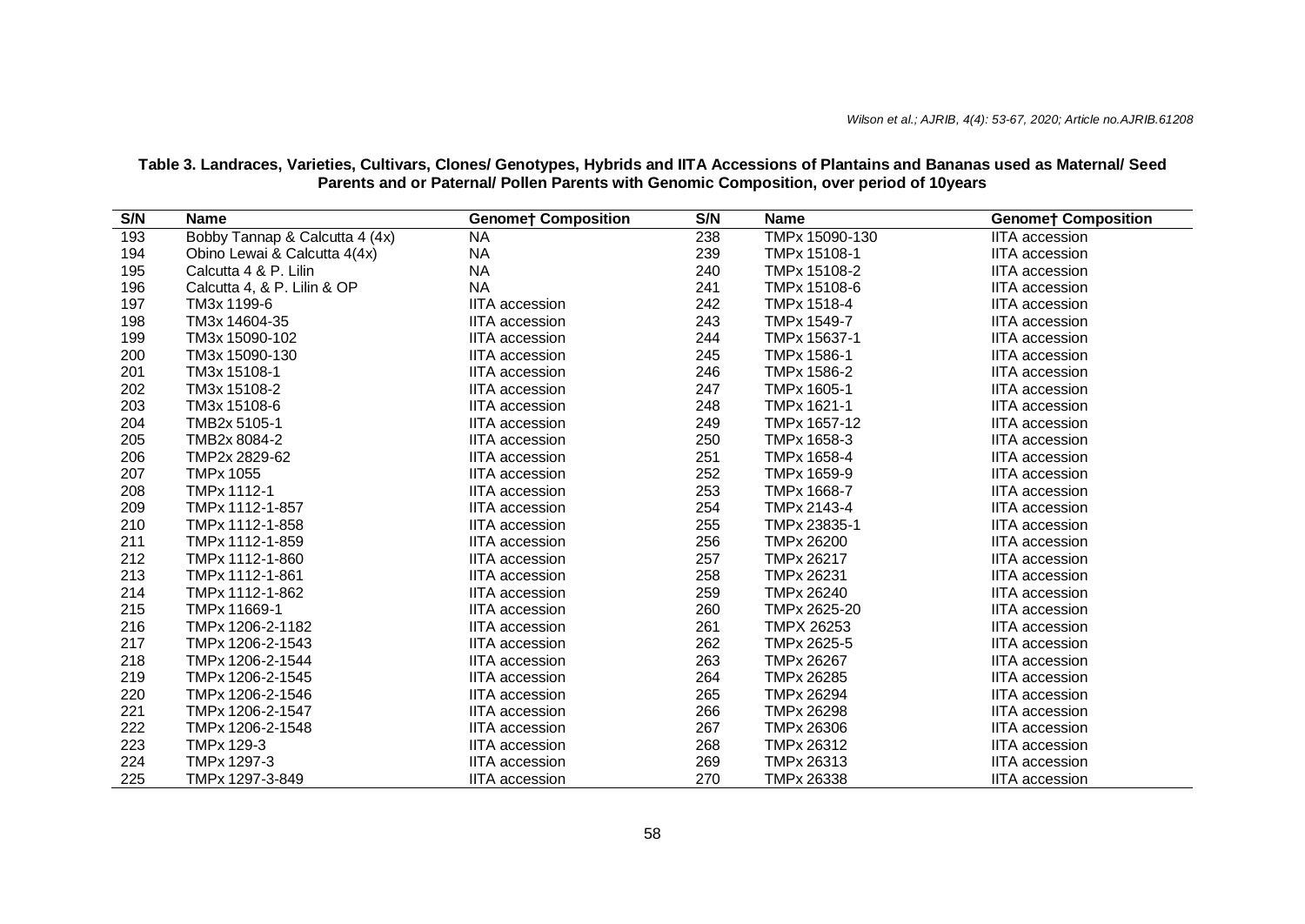**Table 3. Landraces, Varieties, Cultivars, Clones/ Genotypes, Hybrids and IITA Accessions of Plantains and Bananas used as Maternal/ Seed Parents and or Paternal/ Pollen Parents with Genomic Composition, over period of 10years**

| S/N | Name | Genome† Composition | S/N | Name | Genome† Composition |
|---|---|---|---|---|---|
| 193 | Bobby Tannap & Calcutta 4 (4x) | NA | 238 | TMPx 15090-130 | IITA accession |
| 194 | Obino Lewai & Calcutta 4(4x) | NA | 239 | TMPx 15108-1 | IITA accession |
| 195 | Calcutta 4 & P. Lilin | NA | 240 | TMPx 15108-2 | IITA accession |
| 196 | Calcutta 4, & P. Lilin & OP | NA | 241 | TMPx 15108-6 | IITA accession |
| 197 | TM3x 1199-6 | IITA accession | 242 | TMPx 1518-4 | IITA accession |
| 198 | TM3x 14604-35 | IITA accession | 243 | TMPx 1549-7 | IITA accession |
| 199 | TM3x 15090-102 | IITA accession | 244 | TMPx 15637-1 | IITA accession |
| 200 | TM3x 15090-130 | IITA accession | 245 | TMPx 1586-1 | IITA accession |
| 201 | TM3x 15108-1 | IITA accession | 246 | TMPx 1586-2 | IITA accession |
| 202 | TM3x 15108-2 | IITA accession | 247 | TMPx 1605-1 | IITA accession |
| 203 | TM3x 15108-6 | IITA accession | 248 | TMPx 1621-1 | IITA accession |
| 204 | TMB2x 5105-1 | IITA accession | 249 | TMPx 1657-12 | IITA accession |
| 205 | TMB2x 8084-2 | IITA accession | 250 | TMPx 1658-3 | IITA accession |
| 206 | TMP2x 2829-62 | IITA accession | 251 | TMPx 1658-4 | IITA accession |
| 207 | TMPx 1055 | IITA accession | 252 | TMPx 1659-9 | IITA accession |
| 208 | TMPx 1112-1 | IITA accession | 253 | TMPx 1668-7 | IITA accession |
| 209 | TMPx 1112-1-857 | IITA accession | 254 | TMPx 2143-4 | IITA accession |
| 210 | TMPx 1112-1-858 | IITA accession | 255 | TMPx 23835-1 | IITA accession |
| 211 | TMPx 1112-1-859 | IITA accession | 256 | TMPx 26200 | IITA accession |
| 212 | TMPx 1112-1-860 | IITA accession | 257 | TMPx 26217 | IITA accession |
| 213 | TMPx 1112-1-861 | IITA accession | 258 | TMPx 26231 | IITA accession |
| 214 | TMPx 1112-1-862 | IITA accession | 259 | TMPx 26240 | IITA accession |
| 215 | TMPx 11669-1 | IITA accession | 260 | TMPx 2625-20 | IITA accession |
| 216 | TMPx 1206-2-1182 | IITA accession | 261 | TMPX 26253 | IITA accession |
| 217 | TMPx 1206-2-1543 | IITA accession | 262 | TMPx 2625-5 | IITA accession |
| 218 | TMPx 1206-2-1544 | IITA accession | 263 | TMPx 26267 | IITA accession |
| 219 | TMPx 1206-2-1545 | IITA accession | 264 | TMPx 26285 | IITA accession |
| 220 | TMPx 1206-2-1546 | IITA accession | 265 | TMPx 26294 | IITA accession |
| 221 | TMPx 1206-2-1547 | IITA accession | 266 | TMPx 26298 | IITA accession |
| 222 | TMPx 1206-2-1548 | IITA accession | 267 | TMPx 26306 | IITA accession |
| 223 | TMPx 129-3 | IITA accession | 268 | TMPx 26312 | IITA accession |
| 224 | TMPx 1297-3 | IITA accession | 269 | TMPx 26313 | IITA accession |
| 225 | TMPx 1297-3-849 | IITA accession | 270 | TMPx 26338 | IITA accession |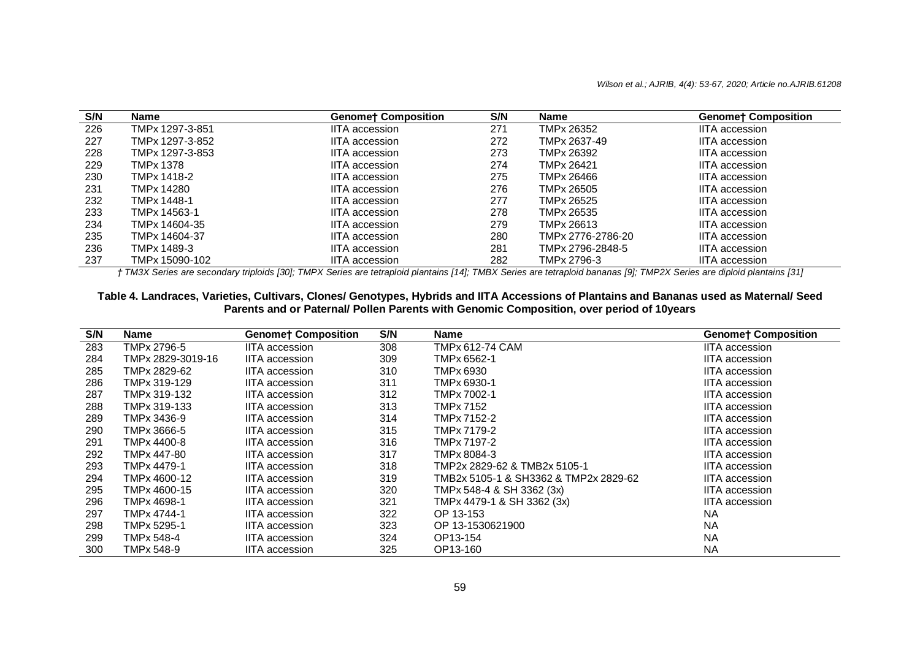| S/N | Name | Genome† Composition | S/N | Name | Genome† Composition |
|---|---|---|---|---|---|
| 226 | TMPx 1297-3-851 | IITA accession | 271 | TMPx 26352 | IITA accession |
| 227 | TMPx 1297-3-852 | IITA accession | 272 | TMPx 2637-49 | IITA accession |
| 228 | TMPx 1297-3-853 | IITA accession | 273 | TMPx 26392 | IITA accession |
| 229 | TMPx 1378 | IITA accession | 274 | TMPx 26421 | IITA accession |
| 230 | TMPx 1418-2 | IITA accession | 275 | TMPx 26466 | IITA accession |
| 231 | TMPx 14280 | IITA accession | 276 | TMPx 26505 | IITA accession |
| 232 | TMPx 1448-1 | IITA accession | 277 | TMPx 26525 | IITA accession |
| 233 | TMPx 14563-1 | IITA accession | 278 | TMPx 26535 | IITA accession |
| 234 | TMPx 14604-35 | IITA accession | 279 | TMPx 26613 | IITA accession |
| 235 | TMPx 14604-37 | IITA accession | 280 | TMPx 2776-2786-20 | IITA accession |
| 236 | TMPx 1489-3 | IITA accession | 281 | TMPx 2796-2848-5 | IITA accession |
| 237 | TMPx 15090-102 | IITA accession | 282 | TMPx 2796-3 | IITA accession |

*† TM3X Series are secondary triploids [30]; TMPX Series are tetraploid plantains [14]; TMBX Series are tetraploid bananas [9]; TMP2X Series are diploid plantains [31]*

**Table 4. Landraces, Varieties, Cultivars, Clones/ Genotypes, Hybrids and IITA Accessions of Plantains and Bananas used as Maternal/ Seed Parents and or Paternal/ Pollen Parents with Genomic Composition, over period of 10years**

| S/N | Name | Genome† Composition | S/N | Name | Genome† Composition |
|---|---|---|---|---|---|
| 283 | TMPx 2796-5 | IITA accession | 308 | TMPx 612-74 CAM | IITA accession |
| 284 | TMPx 2829-3019-16 | IITA accession | 309 | TMPx 6562-1 | IITA accession |
| 285 | TMPx 2829-62 | IITA accession | 310 | TMPx 6930 | IITA accession |
| 286 | TMPx 319-129 | IITA accession | 311 | TMPx 6930-1 | IITA accession |
| 287 | TMPx 319-132 | IITA accession | 312 | TMPx 7002-1 | IITA accession |
| 288 | TMPx 319-133 | IITA accession | 313 | TMPx 7152 | IITA accession |
| 289 | TMPx 3436-9 | IITA accession | 314 | TMPx 7152-2 | IITA accession |
| 290 | TMPx 3666-5 | IITA accession | 315 | TMPx 7179-2 | IITA accession |
| 291 | TMPx 4400-8 | IITA accession | 316 | TMPx 7197-2 | IITA accession |
| 292 | TMPx 447-80 | IITA accession | 317 | TMPx 8084-3 | IITA accession |
| 293 | TMPx 4479-1 | IITA accession | 318 | TMP2x 2829-62 & TMB2x 5105-1 | IITA accession |
| 294 | TMPx 4600-12 | IITA accession | 319 | TMB2x 5105-1 & SH3362 & TMP2x 2829-62 | IITA accession |
| 295 | TMPx 4600-15 | IITA accession | 320 | TMPx 548-4 & SH 3362 (3x) | IITA accession |
| 296 | TMPx 4698-1 | IITA accession | 321 | TMPx 4479-1 & SH 3362 (3x) | IITA accession |
| 297 | TMPx 4744-1 | IITA accession | 322 | OP 13-153 | NA |
| 298 | TMPx 5295-1 | IITA accession | 323 | OP 13-1530621900 | NA |
| 299 | TMPx 548-4 | IITA accession | 324 | OP13-154 | NA |
| 300 | TMPx 548-9 | IITA accession | 325 | OP13-160 | NA |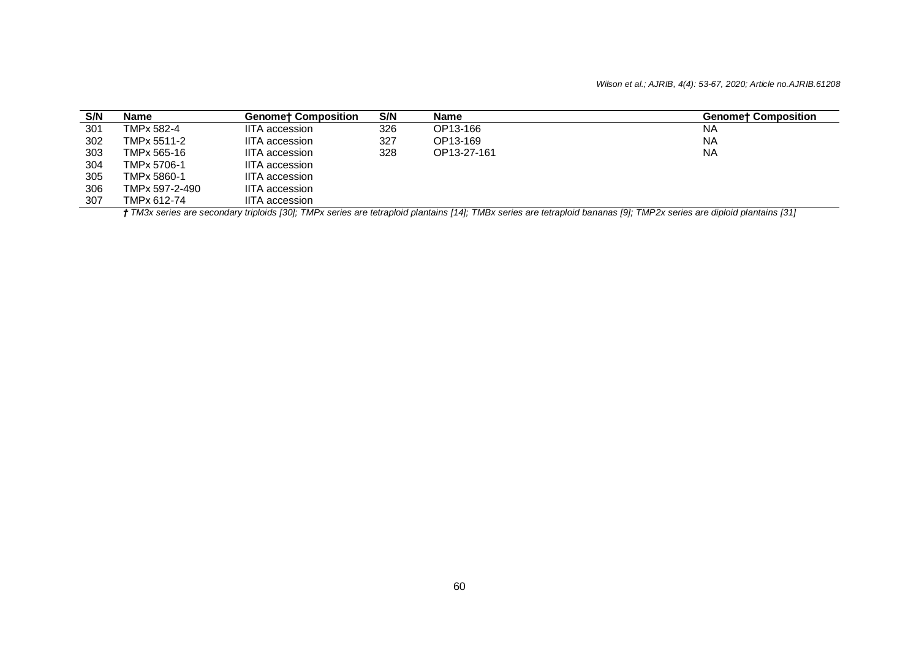| S/N | Name | Genome† Composition | S/N | Name | Genome† Composition |
|---|---|---|---|---|---|
| 301 | TMPx 582-4 | IITA accession | 326 | OP13-166 | NA |
| 302 | TMPx 5511-2 | IITA accession | 327 | OP13-169 | NA |
| 303 | TMPx 565-16 | IITA accession | 328 | OP13-27-161 | NA |
| 304 | TMPx 5706-1 | IITA accession | | | |
| 305 | TMPx 5860-1 | IITA accession | | | |
| 306 | TMPx 597-2-490 | IITA accession | | | |
| 307 | TMPx 612-74 | IITA accession | | | |

*† TM3x series are secondary triploids [30]; TMPx series are tetraploid plantains [14]; TMBx series are tetraploid bananas [9]; TMP2x series are diploid plantains [31]*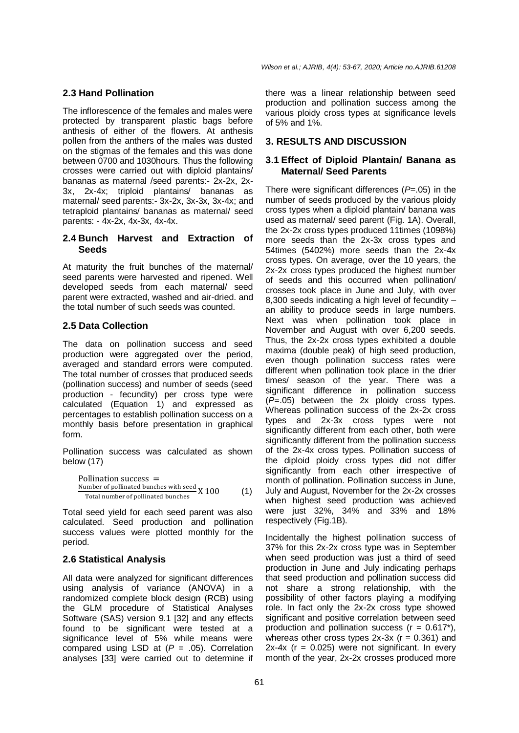### 2.3 Hand Pollination

The inflorescence of the females and males were protected by transparent plastic bags before anthesis of either of the flowers. At anthesis pollen from the anthers of the males was dusted on the stigmas of the females and this was done between 0700 and 1030hours. Thus the following crosses were carried out with diploid plantains/ bananas as maternal /seed parents:- 2x-2x, 2x-3x, 2x-4x; triploid plantains/ bananas as maternal/ seed parents:- 3x-2x, 3x-3x, 3x-4x; and tetraploid plantains/ bananas as maternal/ seed parents: - 4x-2x, 4x-3x, 4x-4x.

### 2.4 Bunch Harvest and Extraction of Seeds

At maturity the fruit bunches of the maternal/ seed parents were harvested and ripened. Well developed seeds from each maternal/ seed parent were extracted, washed and air-dried. and the total number of such seeds was counted.

### 2.5 Data Collection

The data on pollination success and seed production were aggregated over the period, averaged and standard errors were computed. The total number of crosses that produced seeds (pollination success) and number of seeds (seed production - fecundity) per cross type were calculated (Equation 1) and expressed as percentages to establish pollination success on a monthly basis before presentation in graphical form.

Pollination success was calculated as shown below (17)

$$\text{Pollination success} = \frac{\text{Number of pollinated bunches with seed}}{\text{Total number of pollinated bunches}} \text{X } 100 \qquad (1)$$

Total seed yield for each seed parent was also calculated. Seed production and pollination success values were plotted monthly for the period.

### 2.6 Statistical Analysis

All data were analyzed for significant differences using analysis of variance (ANOVA) in a randomized complete block design (RCB) using the GLM procedure of Statistical Analyses Software (SAS) version 9.1 [32] and any effects found to be significant were tested at a significance level of 5% while means were compared using LSD at ($P$ = .05). Correlation analyses [33] were carried out to determine if there was a linear relationship between seed production and pollination success among the various ploidy cross types at significance levels of 5% and 1%.

## 3. RESULTS AND DISCUSSION

### 3.1 Effect of Diploid Plantain/ Banana as Maternal/ Seed Parents

There were significant differences ($P$=.05) in the number of seeds produced by the various ploidy cross types when a diploid plantain/ banana was used as maternal/ seed parent (Fig. 1A). Overall, the 2x-2x cross types produced 11times (1098%) more seeds than the 2x-3x cross types and 54times (5402%) more seeds than the 2x-4x cross types. On average, over the 10 years, the 2x-2x cross types produced the highest number of seeds and this occurred when pollination/ crosses took place in June and July, with over 8,300 seeds indicating a high level of fecundity – an ability to produce seeds in large numbers. Next was when pollination took place in November and August with over 6,200 seeds. Thus, the 2x-2x cross types exhibited a double maxima (double peak) of high seed production, even though pollination success rates were different when pollination took place in the drier times/ season of the year. There was a significant difference in pollination success ($P$=.05) between the 2x ploidy cross types. Whereas pollination success of the 2x-2x cross types and 2x-3x cross types were not significantly different from each other, both were significantly different from the pollination success of the 2x-4x cross types. Pollination success of the diploid ploidy cross types did not differ significantly from each other irrespective of month of pollination. Pollination success in June, July and August, November for the 2x-2x crosses when highest seed production was achieved were just 32%, 34% and 33% and 18% respectively (Fig.1B).

Incidentally the highest pollination success of 37% for this 2x-2x cross type was in September when seed production was just a third of seed production in June and July indicating perhaps that seed production and pollination success did not share a strong relationship, with the possibility of other factors playing a modifying role. In fact only the 2x-2x cross type showed significant and positive correlation between seed production and pollination success ($r$ = 0.617*), whereas other cross types 2x-3x ($r$ = 0.361) and 2x-4x ($r$ = 0.025) were not significant. In every month of the year, 2x-2x crosses produced more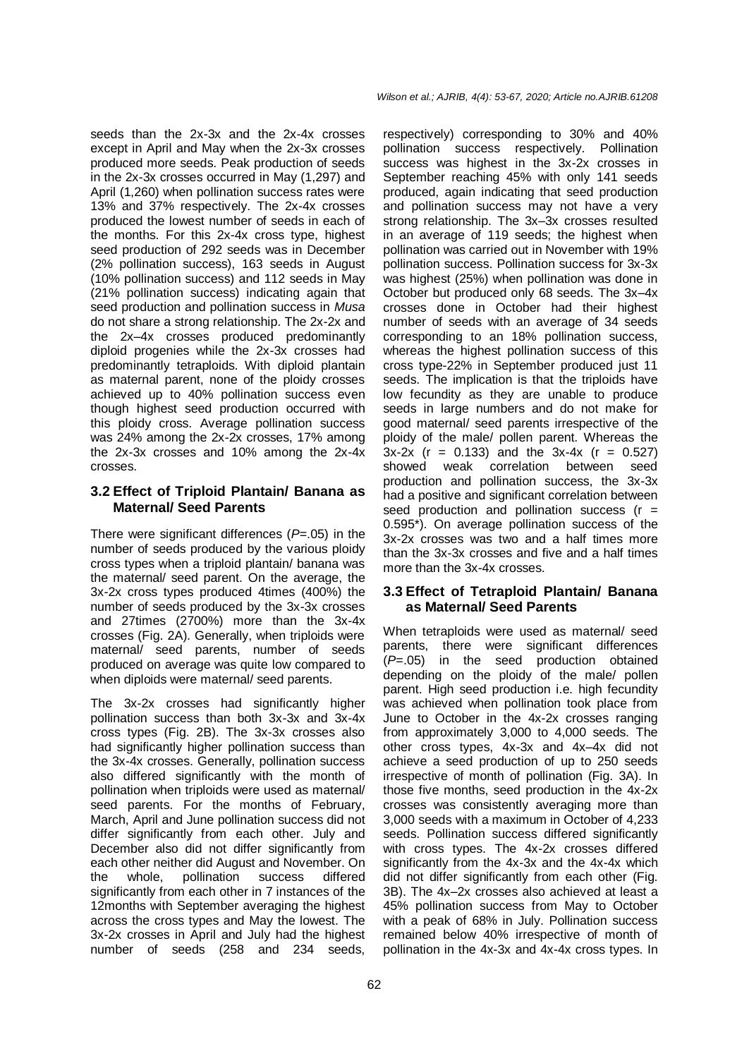seeds than the 2x-3x and the 2x-4x crosses except in April and May when the 2x-3x crosses produced more seeds. Peak production of seeds in the 2x-3x crosses occurred in May (1,297) and April (1,260) when pollination success rates were 13% and 37% respectively. The 2x-4x crosses produced the lowest number of seeds in each of the months. For this 2x-4x cross type, highest seed production of 292 seeds was in December (2% pollination success), 163 seeds in August (10% pollination success) and 112 seeds in May (21% pollination success) indicating again that seed production and pollination success in *Musa* do not share a strong relationship. The 2x-2x and the 2x–4x crosses produced predominantly diploid progenies while the 2x-3x crosses had predominantly tetraploids. With diploid plantain as maternal parent, none of the ploidy crosses achieved up to 40% pollination success even though highest seed production occurred with this ploidy cross. Average pollination success was 24% among the 2x-2x crosses, 17% among the 2x-3x crosses and 10% among the 2x-4x crosses.

### 3.2 Effect of Triploid Plantain/ Banana as Maternal/ Seed Parents

There were significant differences ($P$=.05) in the number of seeds produced by the various ploidy cross types when a triploid plantain/ banana was the maternal/ seed parent. On the average, the 3x-2x cross types produced 4times (400%) the number of seeds produced by the 3x-3x crosses and 27times (2700%) more than the 3x-4x crosses (Fig. 2A). Generally, when triploids were maternal/ seed parents, number of seeds produced on average was quite low compared to when diploids were maternal/ seed parents.

The 3x-2x crosses had significantly higher pollination success than both 3x-3x and 3x-4x cross types (Fig. 2B). The 3x-3x crosses also had significantly higher pollination success than the 3x-4x crosses. Generally, pollination success also differed significantly with the month of pollination when triploids were used as maternal/ seed parents. For the months of February, March, April and June pollination success did not differ significantly from each other. July and December also did not differ significantly from each other neither did August and November. On the whole, pollination success differed significantly from each other in 7 instances of the 12months with September averaging the highest across the cross types and May the lowest. The 3x-2x crosses in April and July had the highest number of seeds (258 and 234 seeds, respectively) corresponding to 30% and 40% pollination success respectively. Pollination success was highest in the 3x-2x crosses in September reaching 45% with only 141 seeds produced, again indicating that seed production and pollination success may not have a very strong relationship. The 3x–3x crosses resulted in an average of 119 seeds; the highest when pollination was carried out in November with 19% pollination success. Pollination success for 3x-3x was highest (25%) when pollination was done in October but produced only 68 seeds. The 3x–4x crosses done in October had their highest number of seeds with an average of 34 seeds corresponding to an 18% pollination success, whereas the highest pollination success of this cross type-22% in September produced just 11 seeds. The implication is that the triploids have low fecundity as they are unable to produce seeds in large numbers and do not make for good maternal/ seed parents irrespective of the ploidy of the male/ pollen parent. Whereas the 3x-2x ($r$ = 0.133) and the 3x-4x ($r$ = 0.527) showed weak correlation between seed production and pollination success, the 3x-3x had a positive and significant correlation between seed production and pollination success ($r$ = 0.595*). On average pollination success of the 3x-2x crosses was two and a half times more than the 3x-3x crosses and five and a half times more than the 3x-4x crosses.

### 3.3 Effect of Tetraploid Plantain/ Banana as Maternal/ Seed Parents

When tetraploids were used as maternal/ seed parents, there were significant differences ($P$=.05) in the seed production obtained depending on the ploidy of the male/ pollen parent. High seed production i.e. high fecundity was achieved when pollination took place from June to October in the 4x-2x crosses ranging from approximately 3,000 to 4,000 seeds. The other cross types, 4x-3x and 4x–4x did not achieve a seed production of up to 250 seeds irrespective of month of pollination (Fig. 3A). In those five months, seed production in the 4x-2x crosses was consistently averaging more than 3,000 seeds with a maximum in October of 4,233 seeds. Pollination success differed significantly with cross types. The 4x-2x crosses differed significantly from the 4x-3x and the 4x-4x which did not differ significantly from each other (Fig. 3B). The 4x–2x crosses also achieved at least a 45% pollination success from May to October with a peak of 68% in July. Pollination success remained below 40% irrespective of month of pollination in the 4x-3x and 4x-4x cross types. In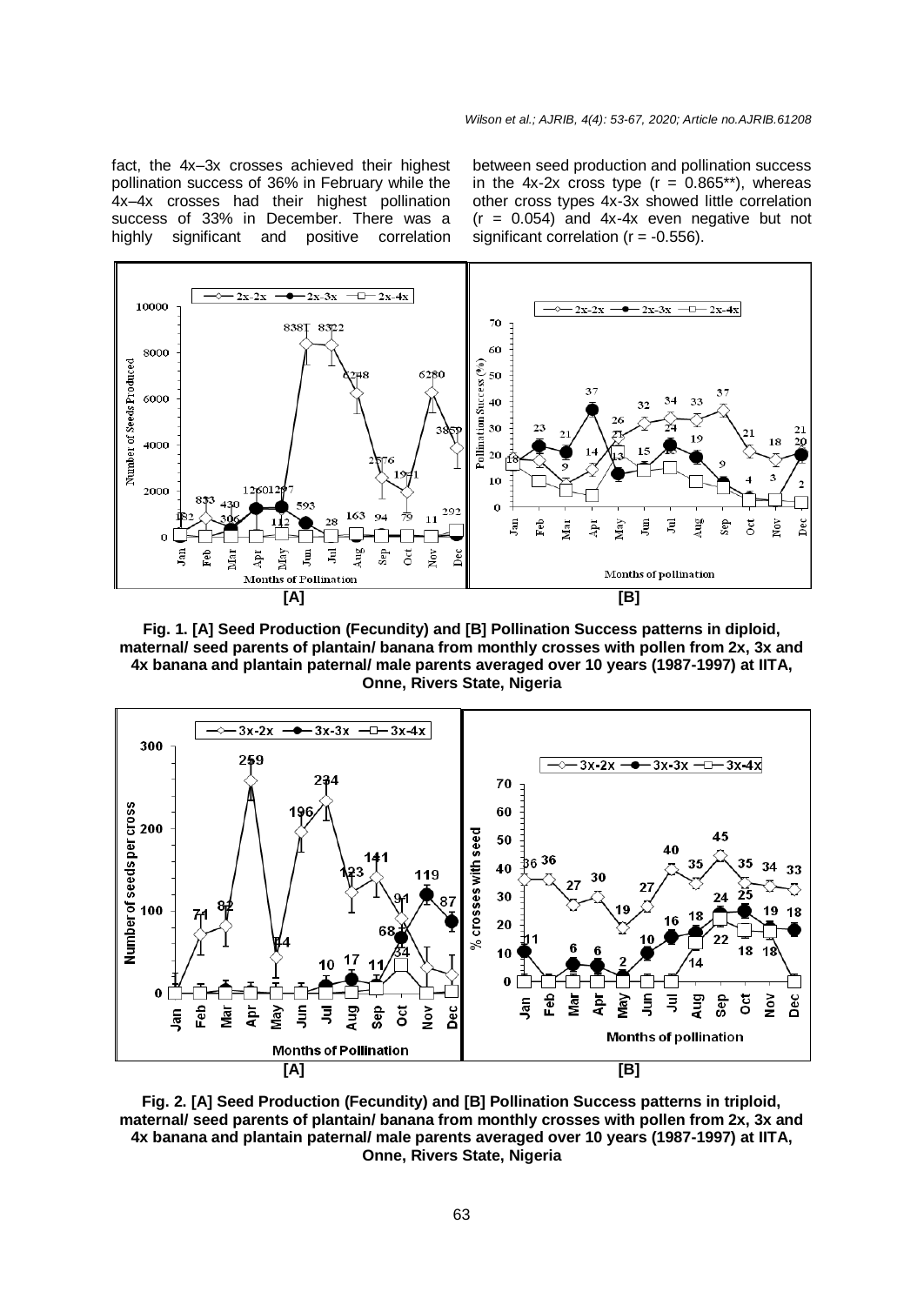fact, the 4x–3x crosses achieved their highest pollination success of 36% in February while the 4x–4x crosses had their highest pollination success of 33% in December. There was a highly significant and positive correlation between seed production and pollination success in the 4x-2x cross type ($r = 0.865^{**}$), whereas other cross types 4x-3x showed little correlation ($r = 0.054$) and 4x-4x even negative but not significant correlation ($r = -0.556$).

**Fig. 1. [A] Seed Production (Fecundity) and [B] Pollination Success patterns in diploid, maternal/ seed parents of plantain/ banana from monthly crosses with pollen from 2x, 3x and 4x banana and plantain paternal/ male parents averaged over 10 years (1987-1997) at IITA, Onne, Rivers State, Nigeria**

**Fig. 2. [A] Seed Production (Fecundity) and [B] Pollination Success patterns in triploid, maternal/ seed parents of plantain/ banana from monthly crosses with pollen from 2x, 3x and 4x banana and plantain paternal/ male parents averaged over 10 years (1987-1997) at IITA, Onne, Rivers State, Nigeria**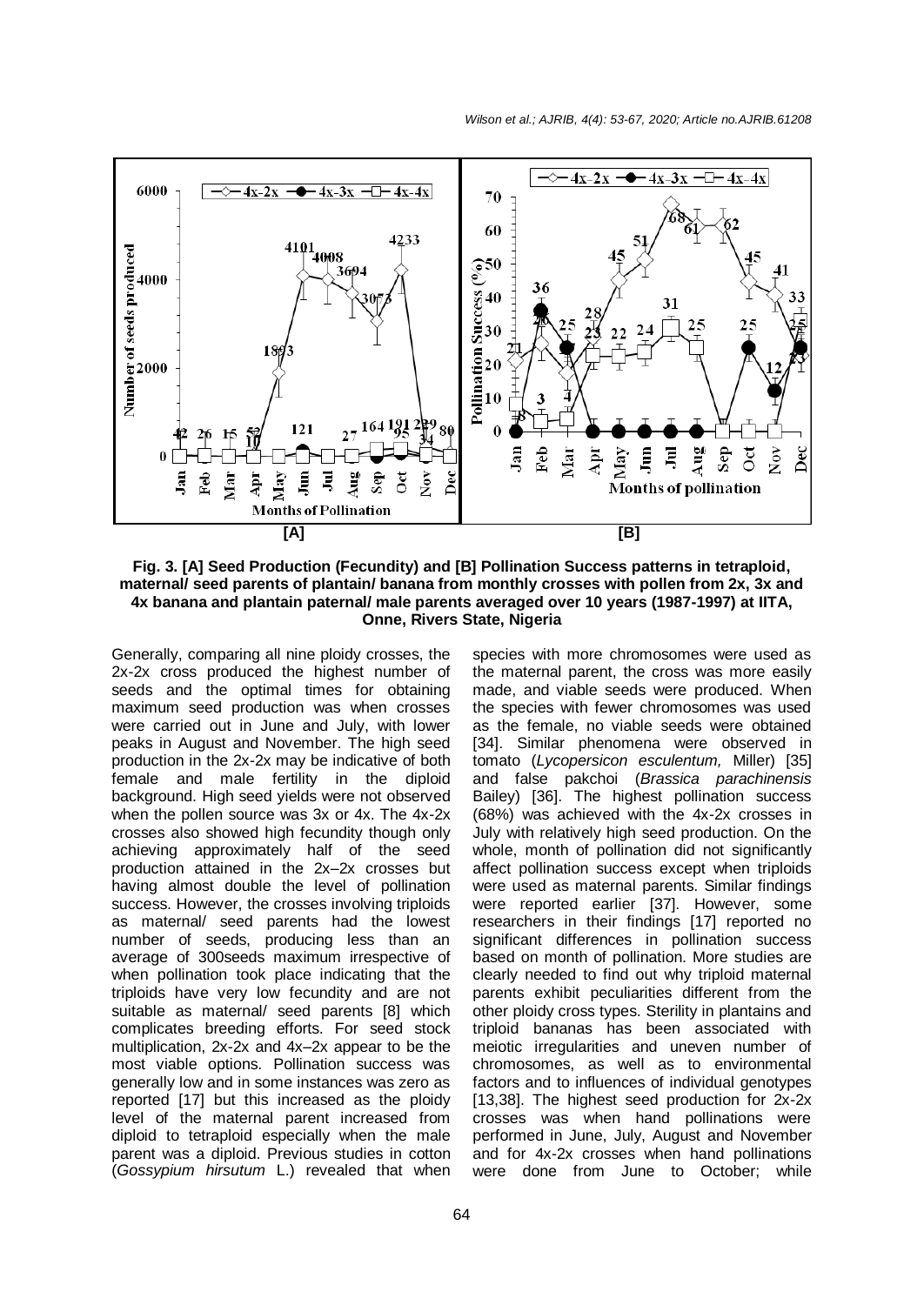**Fig. 3. [A] Seed Production (Fecundity) and [B] Pollination Success patterns in tetraploid, maternal/ seed parents of plantain/ banana from monthly crosses with pollen from 2x, 3x and 4x banana and plantain paternal/ male parents averaged over 10 years (1987-1997) at IITA, Onne, Rivers State, Nigeria**

Generally, comparing all nine ploidy crosses, the 2x-2x cross produced the highest number of seeds and the optimal times for obtaining maximum seed production was when crosses were carried out in June and July, with lower peaks in August and November. The high seed production in the 2x-2x may be indicative of both female and male fertility in the diploid background. High seed yields were not observed when the pollen source was 3x or 4x. The 4x-2x crosses also showed high fecundity though only achieving approximately half of the seed production attained in the 2x–2x crosses but having almost double the level of pollination success. However, the crosses involving triploids as maternal/ seed parents had the lowest number of seeds, producing less than an average of 300seeds maximum irrespective of when pollination took place indicating that the triploids have very low fecundity and are not suitable as maternal/ seed parents [8] which complicates breeding efforts. For seed stock multiplication, 2x-2x and 4x–2x appear to be the most viable options. Pollination success was generally low and in some instances was zero as reported [17] but this increased as the ploidy level of the maternal parent increased from diploid to tetraploid especially when the male parent was a diploid. Previous studies in cotton (*Gossypium hirsutum* L.) revealed that when species with more chromosomes were used as the maternal parent, the cross was more easily made, and viable seeds were produced. When the species with fewer chromosomes was used as the female, no viable seeds were obtained [34]. Similar phenomena were observed in tomato (*Lycopersicon esculentum,* Miller) [35] and false pakchoi (*Brassica parachinensis* Bailey) [36]. The highest pollination success (68%) was achieved with the 4x-2x crosses in July with relatively high seed production. On the whole, month of pollination did not significantly affect pollination success except when triploids were used as maternal parents. Similar findings were reported earlier [37]. However, some researchers in their findings [17] reported no significant differences in pollination success based on month of pollination. More studies are clearly needed to find out why triploid maternal parents exhibit peculiarities different from the other ploidy cross types. Sterility in plantains and triploid bananas has been associated with meiotic irregularities and uneven number of chromosomes, as well as to environmental factors and to influences of individual genotypes [13,38]. The highest seed production for 2x-2x crosses was when hand pollinations were performed in June, July, August and November and for 4x-2x crosses when hand pollinations were done from June to October; while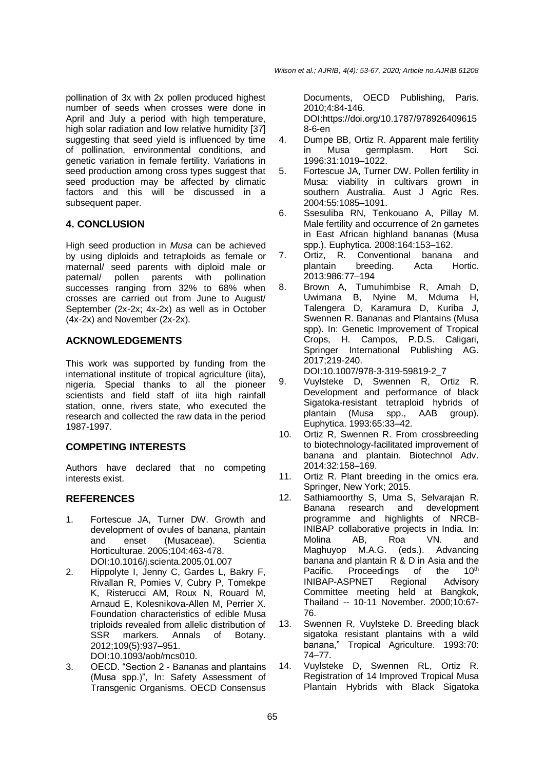pollination of 3x with 2x pollen produced highest number of seeds when crosses were done in April and July a period with high temperature, high solar radiation and low relative humidity [37] suggesting that seed yield is influenced by time of pollination, environmental conditions, and genetic variation in female fertility. Variations in seed production among cross types suggest that seed production may be affected by climatic factors and this will be discussed in a subsequent paper.

## 4. CONCLUSION

High seed production in *Musa* can be achieved by using diploids and tetraploids as female or maternal/ seed parents with diploid male or paternal/ pollen parents with pollination successes ranging from 32% to 68% when crosses are carried out from June to August/ September (2x-2x; 4x-2x) as well as in October (4x-2x) and November (2x-2x).

## ACKNOWLEDGEMENTS

This work was supported by funding from the international institute of tropical agriculture (iita), nigeria. Special thanks to all the pioneer scientists and field staff of iita high rainfall station, onne, rivers state, who executed the research and collected the raw data in the period 1987-1997.

## COMPETING INTERESTS

Authors have declared that no competing interests exist.

## REFERENCES

1. Fortescue JA, Turner DW. Growth and development of ovules of banana, plantain and enset (Musaceae). Scientia Horticulturae. 2005;104:463-478. DOI:10.1016/j.scienta.2005.01.007
2. Hippolyte I, Jenny C, Gardes L, Bakry F, Rivallan R, Pomies V, Cubry P, Tomekpe K, Risterucci AM, Roux N, Rouard M, Arnaud E, Kolesnikova-Allen M, Perrier X. Foundation characteristics of edible Musa triploids revealed from allelic distribution of SSR markers. Annals of Botany. 2012;109(5):937–951. DOI:10.1093/aob/mcs010.
3. OECD. "Section 2 - Bananas and plantains (Musa spp.)", In: Safety Assessment of Transgenic Organisms. OECD Consensus Documents, OECD Publishing, Paris. 2010;4:84-146. DOI:https://doi.org/10.1787/9789264096158-6-en
4. Dumpe BB, Ortiz R. Apparent male fertility in Musa germplasm. Hort Sci. 1996:31:1019–1022.
5. Fortescue JA, Turner DW. Pollen fertility in Musa: viability in cultivars grown in southern Australia. Aust J Agric Res. 2004:55:1085–1091.
6. Ssesuliba RN, Tenkouano A, Pillay M. Male fertility and occurrence of 2n gametes in East African highland bananas (Musa spp.). Euphytica. 2008:164:153–162.
7. Ortiz, R. Conventional banana and plantain breeding. Acta Hortic. 2013:986:77–194
8. Brown A, Tumuhimbise R, Amah D, Uwimana B, Nyine M, Mduma H, Talengera D, Karamura D, Kuriba J, Swennen R. Bananas and Plantains (Musa spp). In: Genetic Improvement of Tropical Crops, H. Campos, P.D.S. Caligari, Springer International Publishing AG. 2017;219-240. DOI:10.1007/978-3-319-59819-2_7
9. Vuylsteke D, Swennen R, Ortiz R. Development and performance of black Sigatoka-resistant tetraploid hybrids of plantain (Musa spp., AAB group). Euphytica. 1993:65:33–42.
10. Ortiz R, Swennen R. From crossbreeding to biotechnology-facilitated improvement of banana and plantain. Biotechnol Adv. 2014:32:158–169.
11. Ortiz R. Plant breeding in the omics era. Springer, New York; 2015.
12. Sathiamoorthy S, Uma S, Selvarajan R. Banana research and development programme and highlights of NRCB-INIBAP collaborative projects in India. In: Molina AB, Roa VN. and Maghuyop M.A.G. (eds.). Advancing banana and plantain R & D in Asia and the Pacific. Proceedings of the 10th INIBAP-ASPNET Regional Advisory Committee meeting held at Bangkok, Thailand -- 10-11 November. 2000;10:67-76.
13. Swennen R, Vuylsteke D. Breeding black sigatoka resistant plantains with a wild banana," Tropical Agriculture. 1993:70: 74–77.
14. Vuylsteke D, Swennen RL, Ortiz R. Registration of 14 Improved Tropical Musa Plantain Hybrids with Black Sigatoka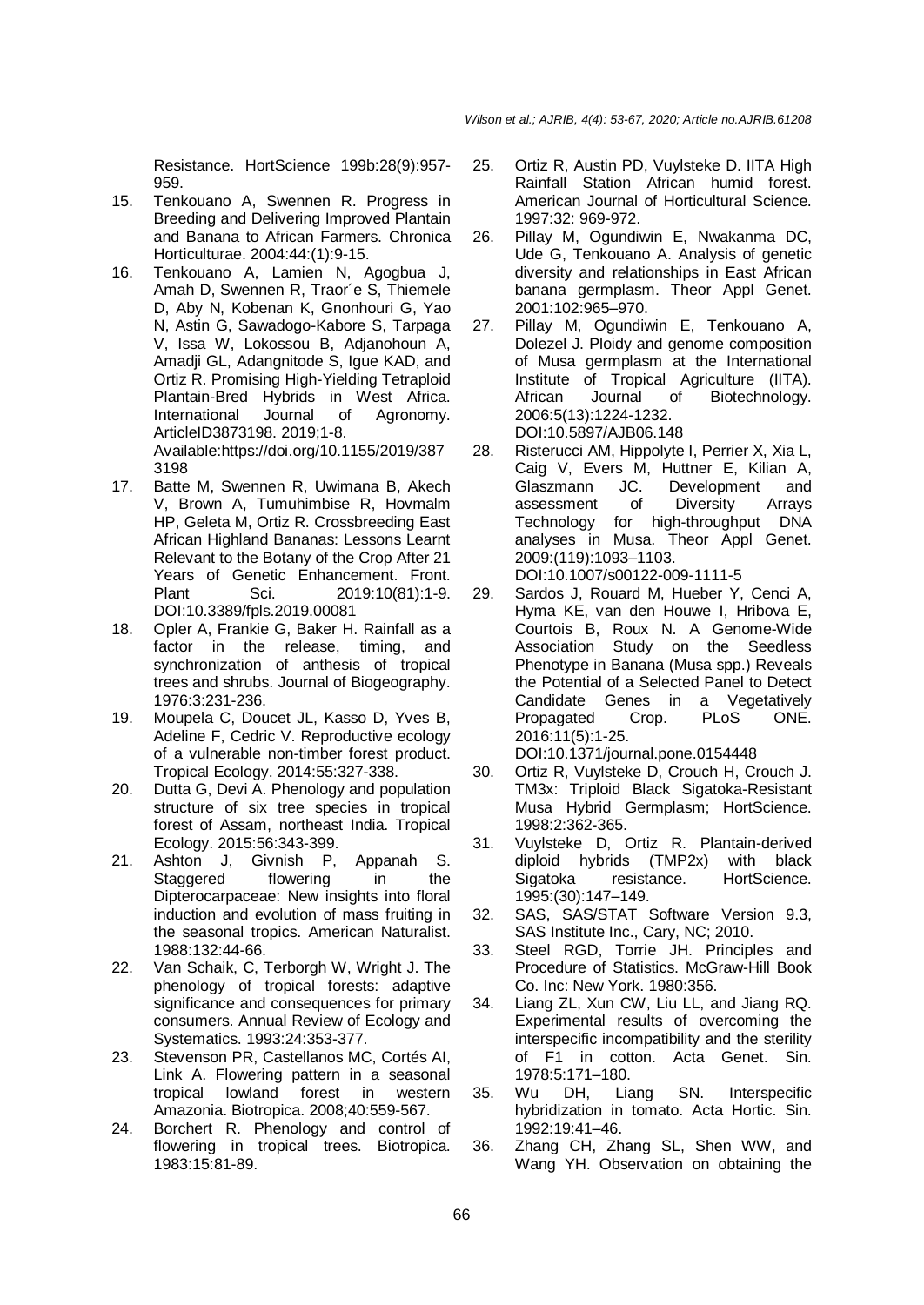Resistance. HortScience 199b:28(9):957-959.

15. Tenkouano A, Swennen R. Progress in Breeding and Delivering Improved Plantain and Banana to African Farmers. Chronica Horticulturae. 2004:44:(1):9-15.
16. Tenkouano A, Lamien N, Agogbua J, Amah D, Swennen R, Traor´e S, Thiemele D, Aby N, Kobenan K, Gnonhouri G, Yao N, Astin G, Sawadogo-Kabore S, Tarpaga V, Issa W, Lokossou B, Adjanohoun A, Amadji GL, Adangnitode S, Igue KAD, and Ortiz R. Promising High-Yielding Tetraploid Plantain-Bred Hybrids in West Africa. International Journal of Agronomy. ArticleID3873198. 2019;1-8. Available:https://doi.org/10.1155/2019/3873198
17. Batte M, Swennen R, Uwimana B, Akech V, Brown A, Tumuhimbise R, Hovmalm HP, Geleta M, Ortiz R. Crossbreeding East African Highland Bananas: Lessons Learnt Relevant to the Botany of the Crop After 21 Years of Genetic Enhancement. Front. Plant Sci. 2019:10(81):1-9. DOI:10.3389/fpls.2019.00081
18. Opler A, Frankie G, Baker H. Rainfall as a factor in the release, timing, and synchronization of anthesis of tropical trees and shrubs. Journal of Biogeography. 1976:3:231-236.
19. Moupela C, Doucet JL, Kasso D, Yves B, Adeline F, Cedric V. Reproductive ecology of a vulnerable non-timber forest product. Tropical Ecology. 2014:55:327-338.
20. Dutta G, Devi A. Phenology and population structure of six tree species in tropical forest of Assam, northeast India. Tropical Ecology. 2015:56:343-399.
21. Ashton J, Givnish P, Appanah S. Staggered flowering in the Dipterocarpaceae: New insights into floral induction and evolution of mass fruiting in the seasonal tropics. American Naturalist. 1988:132:44-66.
22. Van Schaik, C, Terborgh W, Wright J. The phenology of tropical forests: adaptive significance and consequences for primary consumers. Annual Review of Ecology and Systematics. 1993:24:353-377.
23. Stevenson PR, Castellanos MC, Cortés AI, Link A. Flowering pattern in a seasonal tropical lowland forest in western Amazonia. Biotropica. 2008;40:559-567.
24. Borchert R. Phenology and control of flowering in tropical trees. Biotropica. 1983:15:81-89.
25. Ortiz R, Austin PD, Vuylsteke D. IITA High Rainfall Station African humid forest. American Journal of Horticultural Science. 1997:32: 969-972.
26. Pillay M, Ogundiwin E, Nwakanma DC, Ude G, Tenkouano A. Analysis of genetic diversity and relationships in East African banana germplasm. Theor Appl Genet. 2001:102:965–970.
27. Pillay M, Ogundiwin E, Tenkouano A, Dolezel J. Ploidy and genome composition of Musa germplasm at the International Institute of Tropical Agriculture (IITA). African Journal of Biotechnology. 2006:5(13):1224-1232. DOI:10.5897/AJB06.148
28. Risterucci AM, Hippolyte I, Perrier X, Xia L, Caig V, Evers M, Huttner E, Kilian A, Glaszmann JC. Development and assessment of Diversity Arrays Technology for high-throughput DNA analyses in Musa. Theor Appl Genet. 2009:(119):1093–1103. DOI:10.1007/s00122-009-1111-5
29. Sardos J, Rouard M, Hueber Y, Cenci A, Hyma KE, van den Houwe I, Hribova E, Courtois B, Roux N. A Genome-Wide Association Study on the Seedless Phenotype in Banana (Musa spp.) Reveals the Potential of a Selected Panel to Detect Candidate Genes in a Vegetatively Propagated Crop. PLoS ONE. 2016:11(5):1-25. DOI:10.1371/journal.pone.0154448
30. Ortiz R, Vuylsteke D, Crouch H, Crouch J. TM3x: Triploid Black Sigatoka-Resistant Musa Hybrid Germplasm; HortScience. 1998:2:362-365.
31. Vuylsteke D, Ortiz R. Plantain-derived diploid hybrids (TMP2x) with black Sigatoka resistance. HortScience. 1995:(30):147–149.
32. SAS, SAS/STAT Software Version 9.3, SAS Institute Inc., Cary, NC; 2010.
33. Steel RGD, Torrie JH. Principles and Procedure of Statistics. McGraw-Hill Book Co. Inc: New York. 1980:356.
34. Liang ZL, Xun CW, Liu LL, and Jiang RQ. Experimental results of overcoming the interspecific incompatibility and the sterility of F1 in cotton. Acta Genet. Sin. 1978:5:171–180.
35. Wu DH, Liang SN. Interspecific hybridization in tomato. Acta Hortic. Sin. 1992:19:41–46.
36. Zhang CH, Zhang SL, Shen WW, and Wang YH. Observation on obtaining the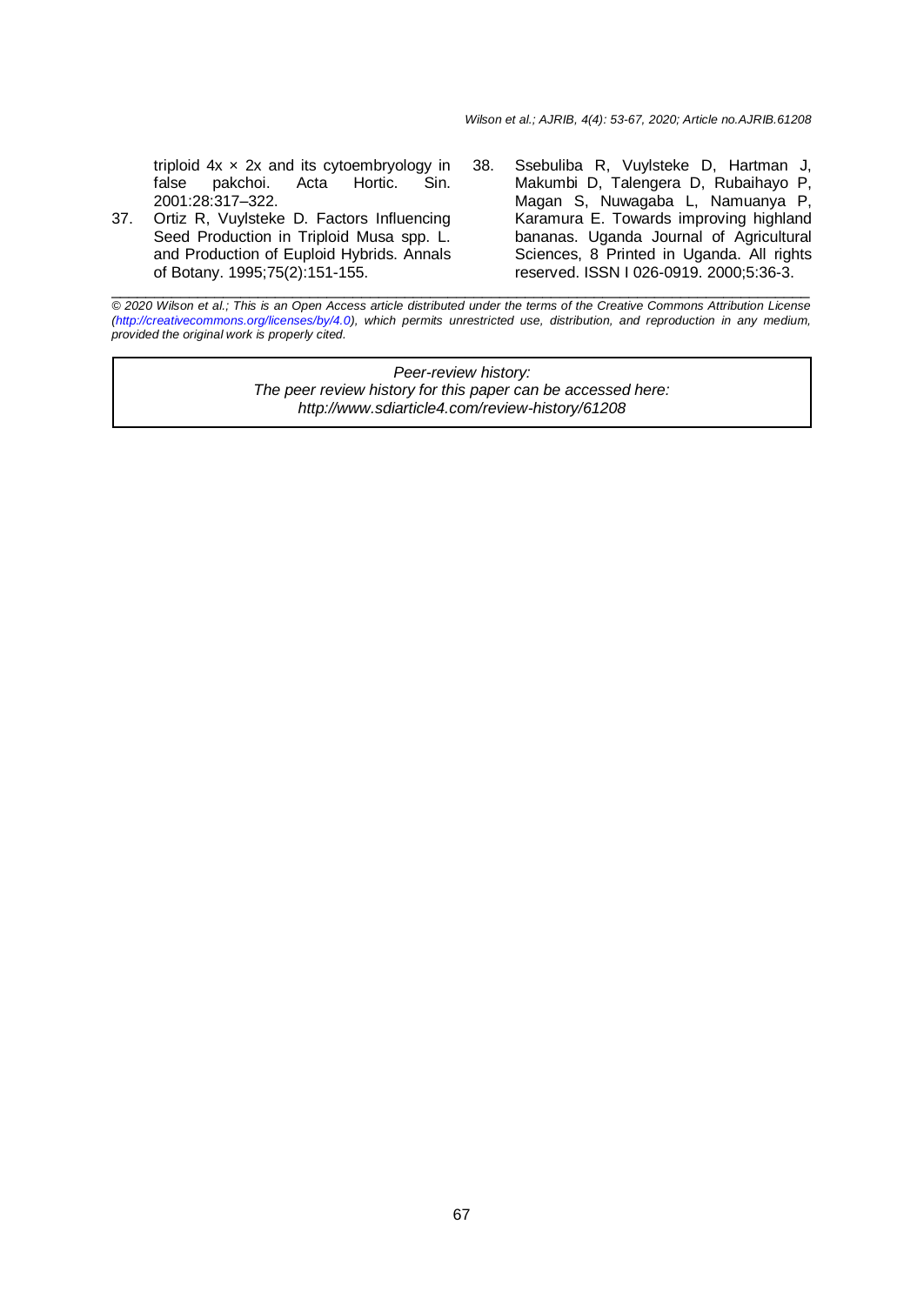triploid 4x × 2x and its cytoembryology in false pakchoi. Acta Hortic. Sin. 2001:28:317–322.

37. Ortiz R, Vuylsteke D. Factors Influencing Seed Production in Triploid Musa spp. L. and Production of Euploid Hybrids. Annals of Botany. 1995;75(2):151-155.

38. Ssebuliba R, Vuylsteke D, Hartman J, Makumbi D, Talengera D, Rubaihayo P, Magan S, Nuwagaba L, Namuanya P, Karamura E. Towards improving highland bananas. Uganda Journal of Agricultural Sciences, 8 Printed in Uganda. All rights reserved. ISSN I 026-0919. 2000;5:36-3.

---

*© 2020 Wilson et al.; This is an Open Access article distributed under the terms of the Creative Commons Attribution License (http://creativecommons.org/licenses/by/4.0), which permits unrestricted use, distribution, and reproduction in any medium, provided the original work is properly cited.*

*Peer-review history:*
*The peer review history for this paper can be accessed here:*
*http://www.sdiarticle4.com/review-history/61208*